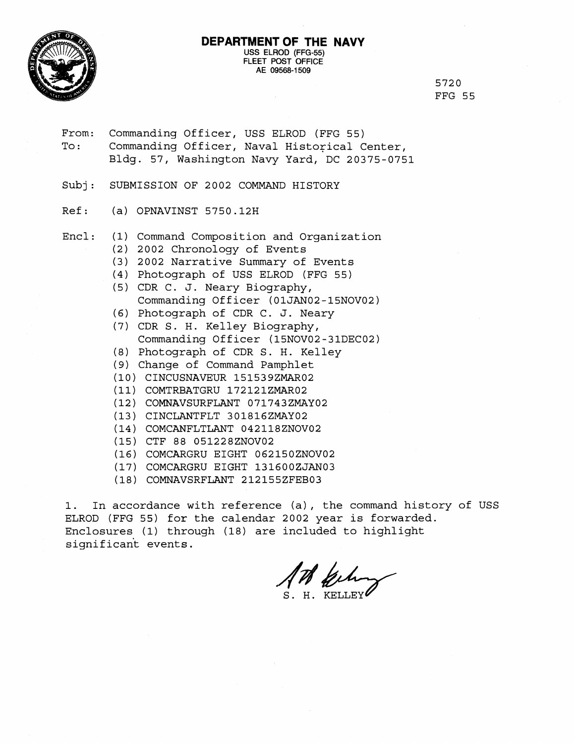# DEPARTMENT OF THE NAVY

USS ELROD (FFG-55)
FLEET POST OFFICE
AE 09568-1509

5720
FFG 55

From: Commanding Officer, USS ELROD (FFG 55)
To: Commanding Officer, Naval Historical Center, Bldg. 57, Washington Navy Yard, DC 20375-0751

Subj: SUBMISSION OF 2002 COMMAND HISTORY

Ref: (a) OPNAVINST 5750.12H

Encl:
(1) Command Composition and Organization
(2) 2002 Chronology of Events
(3) 2002 Narrative Summary of Events
(4) Photograph of USS ELROD (FFG 55)
(5) CDR C. J. Neary Biography, Commanding Officer (01JAN02-15NOV02)
(6) Photograph of CDR C. J. Neary
(7) CDR S. H. Kelley Biography, Commanding Officer (15NOV02-31DEC02)
(8) Photograph of CDR S. H. Kelley
(9) Change of Command Pamphlet
(10) CINCUSNAVEUR 151539ZMAR02
(11) COMTRBATGRU 172121ZMAR02
(12) COMNAVSURFLANT 071743ZMAY02
(13) CINCLANTFLT 301816ZMAY02
(14) COMCANFLTLANT 042118ZNOV02
(15) CTF 88 051228ZNOV02
(16) COMCARGRU EIGHT 062150ZNOV02
(17) COMCARGRU EIGHT 131600ZJAN03
(18) COMNAVSRFLANT 212155ZFEB03

1. In accordance with reference (a), the command history of USS ELROD (FFG 55) for the calendar 2002 year is forwarded. Enclosures (1) through (18) are included to highlight significant events.

S. H. KELLEY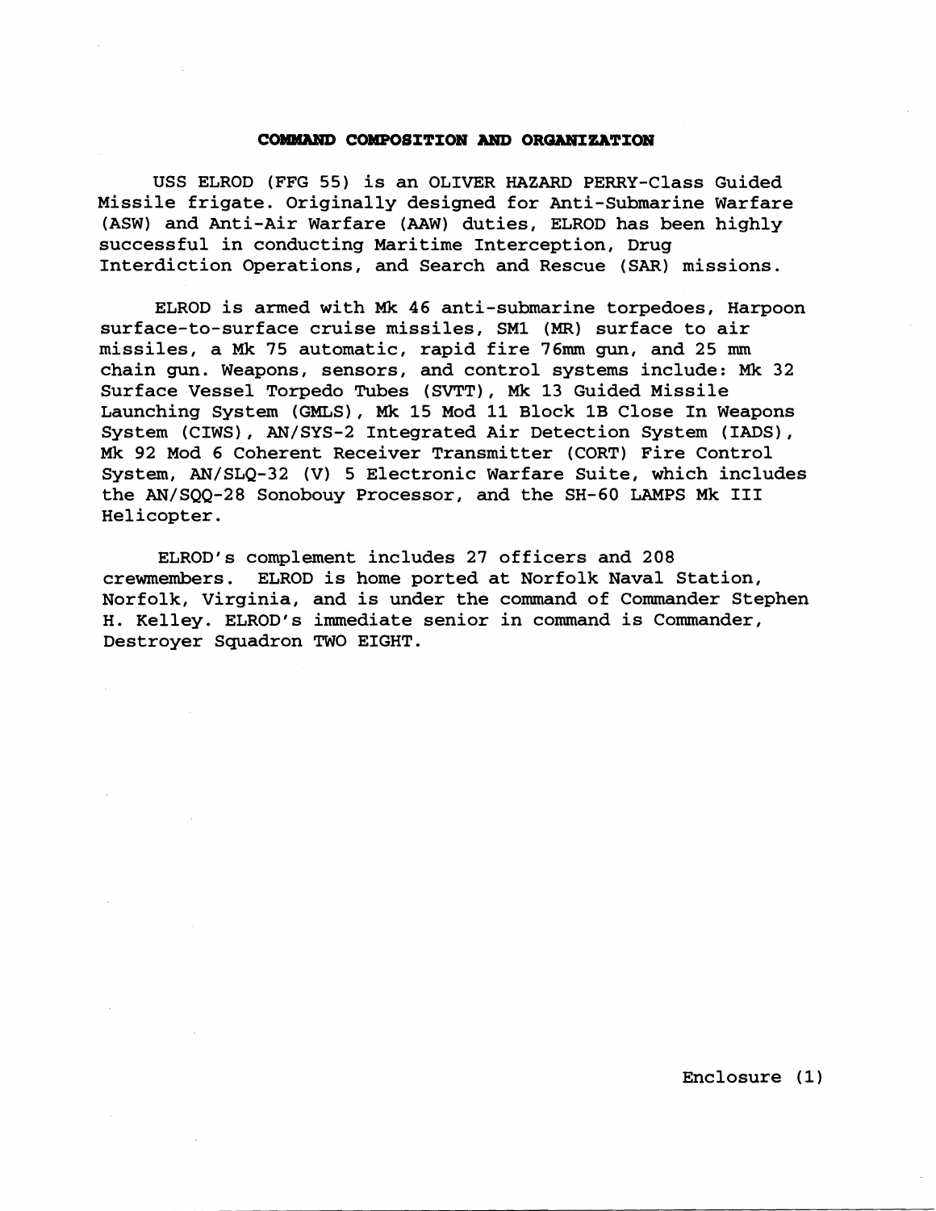## COMMAND COMPOSITION AND ORGANIZATION

USS ELROD (FFG 55) is an OLIVER HAZARD PERRY-Class Guided Missile frigate. Originally designed for Anti-Submarine Warfare (ASW) and Anti-Air Warfare (AAW) duties, ELROD has been highly successful in conducting Maritime Interception, Drug Interdiction Operations, and Search and Rescue (SAR) missions.

ELROD is armed with Mk 46 anti-submarine torpedoes, Harpoon surface-to-surface cruise missiles, SM1 (MR) surface to air missiles, a Mk 75 automatic, rapid fire 76mm gun, and 25 mm chain gun. Weapons, sensors, and control systems include: Mk 32 Surface Vessel Torpedo Tubes (SVTT), Mk 13 Guided Missile Launching System (GMLS), Mk 15 Mod 11 Block 1B Close In Weapons System (CIWS), AN/SYS-2 Integrated Air Detection System (IADS), Mk 92 Mod 6 Coherent Receiver Transmitter (CORT) Fire Control System, AN/SLQ-32 (V) 5 Electronic Warfare Suite, which includes the AN/SQQ-28 Sonobouy Processor, and the SH-60 LAMPS Mk III Helicopter.

ELROD's complement includes 27 officers and 208 crewmembers. ELROD is home ported at Norfolk Naval Station, Norfolk, Virginia, and is under the command of Commander Stephen H. Kelley. ELROD's immediate senior in command is Commander, Destroyer Squadron TWO EIGHT.

Enclosure (1)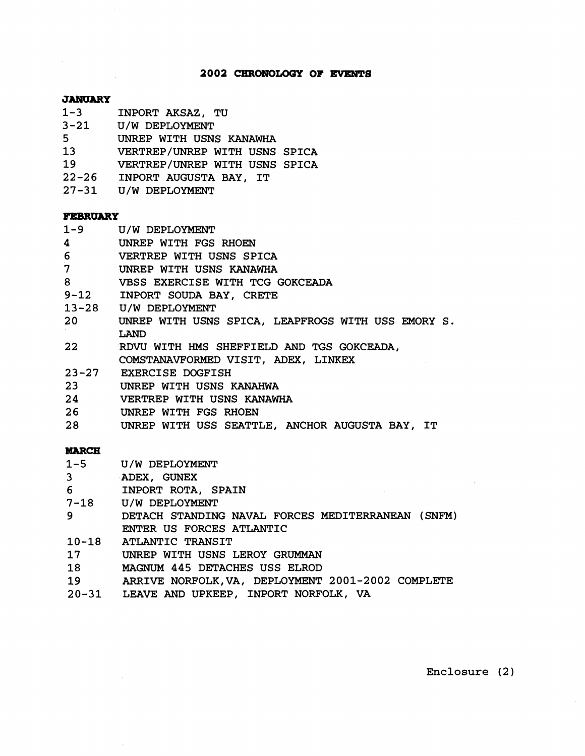# 2002 CHRONOLOGY OF EVENTS

**JANUARY**

| | |
|---|---|
| 1-3 | INPORT AKSAZ, TU |
| 3-21 | U/W DEPLOYMENT |
| 5 | UNREP WITH USNS KANAWHA |
| 13 | VERTREP/UNREP WITH USNS SPICA |
| 19 | VERTREP/UNREP WITH USNS SPICA |
| 22-26 | INPORT AUGUSTA BAY, IT |
| 27-31 | U/W DEPLOYMENT |

**FEBRUARY**

| | |
|---|---|
| 1-9 | U/W DEPLOYMENT |
| 4 | UNREP WITH FGS RHOEN |
| 6 | VERTREP WITH USNS SPICA |
| 7 | UNREP WITH USNS KANAWHA |
| 8 | VBSS EXERCISE WITH TCG GOKCEADA |
| 9-12 | INPORT SOUDA BAY, CRETE |
| 13-28 | U/W DEPLOYMENT |
| 20 | UNREP WITH USNS SPICA, LEAPFROGS WITH USS EMORY S. LAND |
| 22 | RDVU WITH HMS SHEFFIELD AND TGS GOKCEADA, COMSTANAVFORMED VISIT, ADEX, LINKEX |
| 23-27 | EXERCISE DOGFISH |
| 23 | UNREP WITH USNS KANAHWA |
| 24 | VERTREP WITH USNS KANAWHA |
| 26 | UNREP WITH FGS RHOEN |
| 28 | UNREP WITH USS SEATTLE, ANCHOR AUGUSTA BAY, IT |

**MARCH**

| | |
|---|---|
| 1-5 | U/W DEPLOYMENT |
| 3 | ADEX, GUNEX |
| 6 | INPORT ROTA, SPAIN |
| 7-18 | U/W DEPLOYMENT |
| 9 | DETACH STANDING NAVAL FORCES MEDITERRANEAN (SNFM) ENTER US FORCES ATLANTIC |
| 10-18 | ATLANTIC TRANSIT |
| 17 | UNREP WITH USNS LEROY GRUMMAN |
| 18 | MAGNUM 445 DETACHES USS ELROD |
| 19 | ARRIVE NORFOLK,VA, DEPLOYMENT 2001-2002 COMPLETE |
| 20-31 | LEAVE AND UPKEEP, INPORT NORFOLK, VA |

Enclosure (2)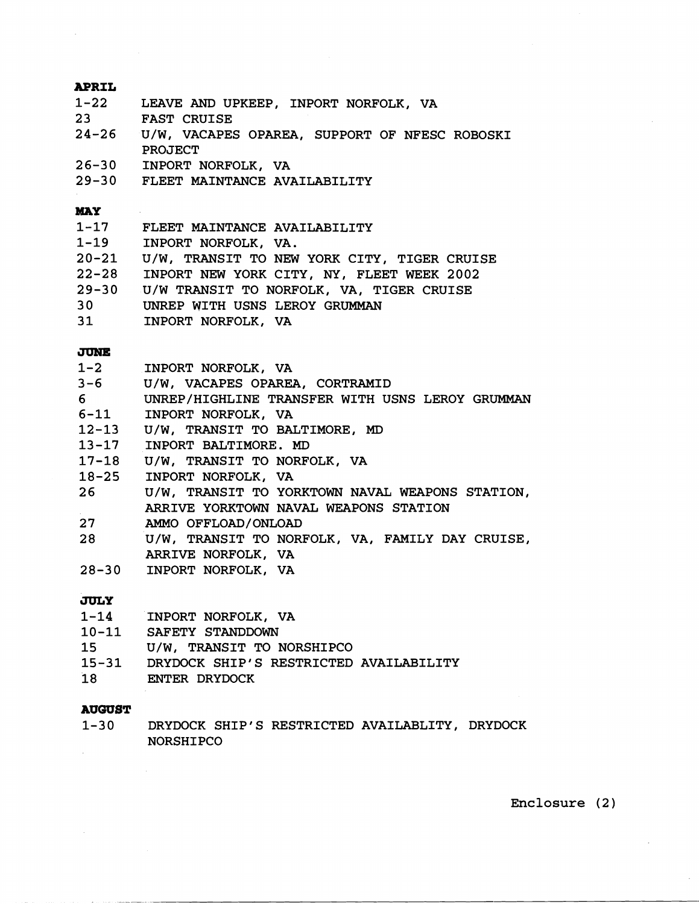**APRIL**

| | |
|---|---|
| 1-22 | LEAVE AND UPKEEP, INPORT NORFOLK, VA |
| 23 | FAST CRUISE |
| 24-26 | U/W, VACAPES OPAREA, SUPPORT OF NFESC ROBOSKI PROJECT |
| 26-30 | INPORT NORFOLK, VA |
| 29-30 | FLEET MAINTANCE AVAILABILITY |

**MAY**

| | |
|---|---|
| 1-17 | FLEET MAINTANCE AVAILABILITY |
| 1-19 | INPORT NORFOLK, VA. |
| 20-21 | U/W, TRANSIT TO NEW YORK CITY, TIGER CRUISE |
| 22-28 | INPORT NEW YORK CITY, NY, FLEET WEEK 2002 |
| 29-30 | U/W TRANSIT TO NORFOLK, VA, TIGER CRUISE |
| 30 | UNREP WITH USNS LEROY GRUMMAN |
| 31 | INPORT NORFOLK, VA |

**JUNE**

| | |
|---|---|
| 1-2 | INPORT NORFOLK, VA |
| 3-6 | U/W, VACAPES OPAREA, CORTRAMID |
| 6 | UNREP/HIGHLINE TRANSFER WITH USNS LEROY GRUMMAN |
| 6-11 | INPORT NORFOLK, VA |
| 12-13 | U/W, TRANSIT TO BALTIMORE, MD |
| 13-17 | INPORT BALTIMORE. MD |
| 17-18 | U/W, TRANSIT TO NORFOLK, VA |
| 18-25 | INPORT NORFOLK, VA |
| 26 | U/W, TRANSIT TO YORKTOWN NAVAL WEAPONS STATION, ARRIVE YORKTOWN NAVAL WEAPONS STATION |
| 27 | AMMO OFFLOAD/ONLOAD |
| 28 | U/W, TRANSIT TO NORFOLK, VA, FAMILY DAY CRUISE, ARRIVE NORFOLK, VA |
| 28-30 | INPORT NORFOLK, VA |

**JULY**

| | |
|---|---|
| 1-14 | INPORT NORFOLK, VA |
| 10-11 | SAFETY STANDDOWN |
| 15 | U/W, TRANSIT TO NORSHIPCO |
| 15-31 | DRYDOCK SHIP'S RESTRICTED AVAILABILITY |
| 18 | ENTER DRYDOCK |

**AUGUST**

| | |
|---|---|
| 1-30 | DRYDOCK SHIP'S RESTRICTED AVAILABLITY, DRYDOCK NORSHIPCO |

Enclosure (2)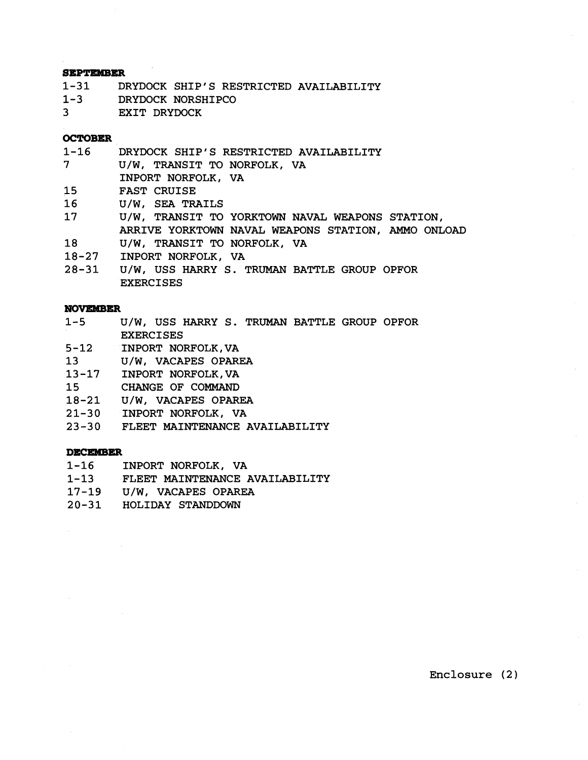**SEPTEMBER**

| | |
|---|---|
| 1-31 | DRYDOCK SHIP'S RESTRICTED AVAILABILITY |
| 1-3 | DRYDOCK NORSHIPCO |
| 3 | EXIT DRYDOCK |

**OCTOBER**

| | |
|---|---|
| 1-16 | DRYDOCK SHIP'S RESTRICTED AVAILABILITY |
| 7 | U/W, TRANSIT TO NORFOLK, VA<br>INPORT NORFOLK, VA |
| 15 | FAST CRUISE |
| 16 | U/W, SEA TRAILS |
| 17 | U/W, TRANSIT TO YORKTOWN NAVAL WEAPONS STATION,<br>ARRIVE YORKTOWN NAVAL WEAPONS STATION, AMMO ONLOAD |
| 18 | U/W, TRANSIT TO NORFOLK, VA |
| 18-27 | INPORT NORFOLK, VA |
| 28-31 | U/W, USS HARRY S. TRUMAN BATTLE GROUP OPFOR EXERCISES |

**NOVEMBER**

| | |
|---|---|
| 1-5 | U/W, USS HARRY S. TRUMAN BATTLE GROUP OPFOR EXERCISES |
| 5-12 | INPORT NORFOLK,VA |
| 13 | U/W, VACAPES OPAREA |
| 13-17 | INPORT NORFOLK,VA |
| 15 | CHANGE OF COMMAND |
| 18-21 | U/W, VACAPES OPAREA |
| 21-30 | INPORT NORFOLK, VA |
| 23-30 | FLEET MAINTENANCE AVAILABILITY |

**DECEMBER**

| | |
|---|---|
| 1-16 | INPORT NORFOLK, VA |
| 1-13 | FLEET MAINTENANCE AVAILABILITY |
| 17-19 | U/W, VACAPES OPAREA |
| 20-31 | HOLIDAY STANDDOWN |

Enclosure (2)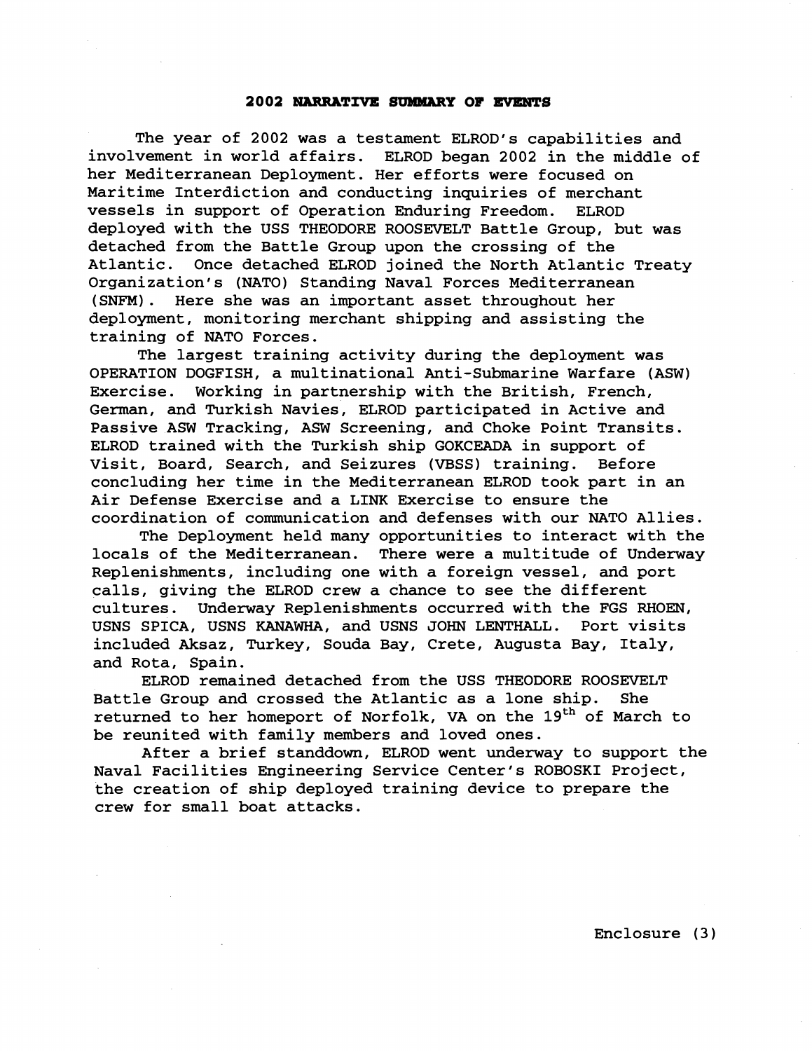**2002 NARRATIVE SUMMARY OF EVENTS**

The year of 2002 was a testament ELROD's capabilities and involvement in world affairs. ELROD began 2002 in the middle of her Mediterranean Deployment. Her efforts were focused on Maritime Interdiction and conducting inquiries of merchant vessels in support of Operation Enduring Freedom. ELROD deployed with the USS THEODORE ROOSEVELT Battle Group, but was detached from the Battle Group upon the crossing of the Atlantic. Once detached ELROD joined the North Atlantic Treaty Organization's (NATO) Standing Naval Forces Mediterranean (SNFM). Here she was an important asset throughout her deployment, monitoring merchant shipping and assisting the training of NATO Forces.

The largest training activity during the deployment was OPERATION DOGFISH, a multinational Anti-Submarine Warfare (ASW) Exercise. Working in partnership with the British, French, German, and Turkish Navies, ELROD participated in Active and Passive ASW Tracking, ASW Screening, and Choke Point Transits. ELROD trained with the Turkish ship GOKCEADA in support of Visit, Board, Search, and Seizures (VBSS) training. Before concluding her time in the Mediterranean ELROD took part in an Air Defense Exercise and a LINK Exercise to ensure the coordination of communication and defenses with our NATO Allies.

The Deployment held many opportunities to interact with the locals of the Mediterranean. There were a multitude of Underway Replenishments, including one with a foreign vessel, and port calls, giving the ELROD crew a chance to see the different cultures. Underway Replenishments occurred with the FGS RHOEN, USNS SPICA, USNS KANAWHA, and USNS JOHN LENTHALL. Port visits included Aksaz, Turkey, Souda Bay, Crete, Augusta Bay, Italy, and Rota, Spain.

ELROD remained detached from the USS THEODORE ROOSEVELT Battle Group and crossed the Atlantic as a lone ship. She returned to her homeport of Norfolk, VA on the 19th of March to be reunited with family members and loved ones.

After a brief standdown, ELROD went underway to support the Naval Facilities Engineering Service Center's ROBOSKI Project, the creation of ship deployed training device to prepare the crew for small boat attacks.

Enclosure (3)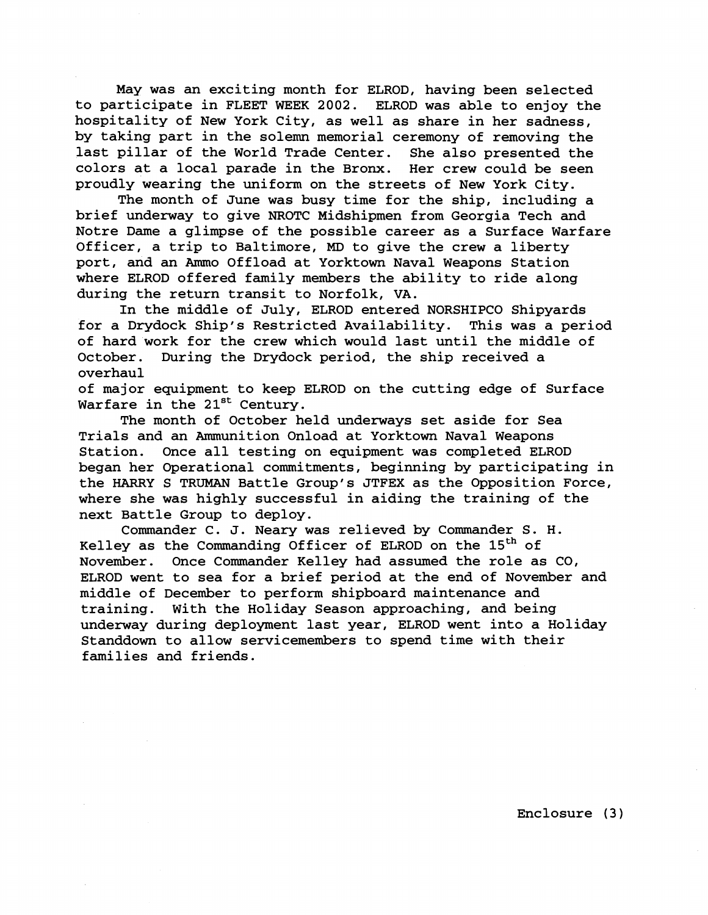May was an exciting month for ELROD, having been selected to participate in FLEET WEEK 2002. ELROD was able to enjoy the hospitality of New York City, as well as share in her sadness, by taking part in the solemn memorial ceremony of removing the last pillar of the World Trade Center. She also presented the colors at a local parade in the Bronx. Her crew could be seen proudly wearing the uniform on the streets of New York City.

The month of June was busy time for the ship, including a brief underway to give NROTC Midshipmen from Georgia Tech and Notre Dame a glimpse of the possible career as a Surface Warfare Officer, a trip to Baltimore, MD to give the crew a liberty port, and an Ammo Offload at Yorktown Naval Weapons Station where ELROD offered family members the ability to ride along during the return transit to Norfolk, VA.

In the middle of July, ELROD entered NORSHIPCO Shipyards for a Drydock Ship's Restricted Availability. This was a period of hard work for the crew which would last until the middle of October. During the Drydock period, the ship received a overhaul of major equipment to keep ELROD on the cutting edge of Surface Warfare in the 21st Century.

The month of October held underways set aside for Sea Trials and an Ammunition Onload at Yorktown Naval Weapons Station. Once all testing on equipment was completed ELROD began her Operational commitments, beginning by participating in the HARRY S TRUMAN Battle Group's JTFEX as the Opposition Force, where she was highly successful in aiding the training of the next Battle Group to deploy.

Commander C. J. Neary was relieved by Commander S. H. Kelley as the Commanding Officer of ELROD on the 15th of November. Once Commander Kelley had assumed the role as CO, ELROD went to sea for a brief period at the end of November and middle of December to perform shipboard maintenance and training. With the Holiday Season approaching, and being underway during deployment last year, ELROD went into a Holiday Standdown to allow servicemembers to spend time with their families and friends.

Enclosure (3)